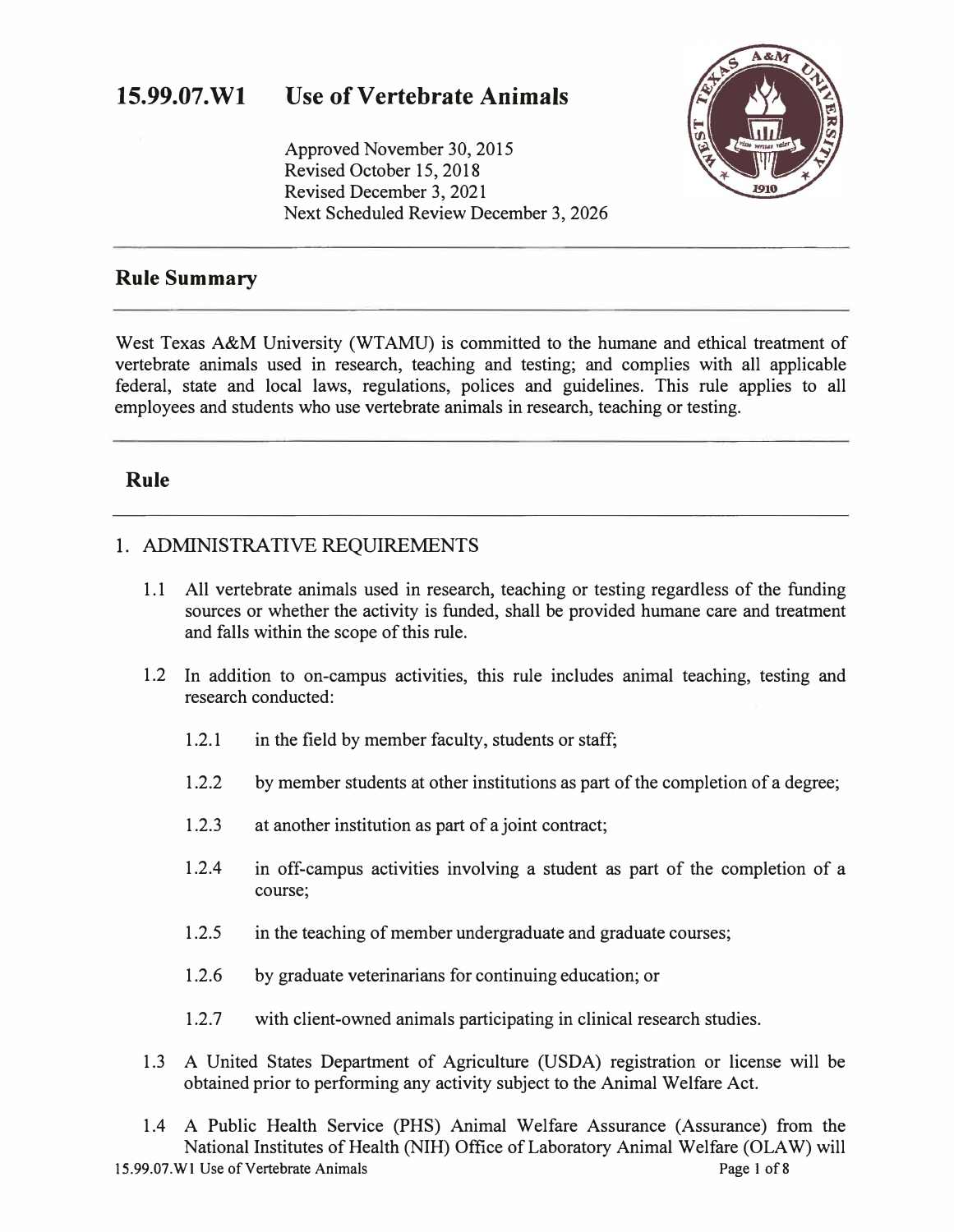# 15.99.07.W1 Use of Vertebrate Animals

Approved November 30, 2015
Revised October 15, 2018
Revised December 3, 2021
Next Scheduled Review December 3, 2026

## Rule Summary

West Texas A&M University (WTAMU) is committed to the humane and ethical treatment of vertebrate animals used in research, teaching and testing; and complies with all applicable federal, state and local laws, regulations, polices and guidelines. This rule applies to all employees and students who use vertebrate animals in research, teaching or testing.

## Rule

1. ADMINISTRATIVE REQUIREMENTS

   1.1 All vertebrate animals used in research, teaching or testing regardless of the funding sources or whether the activity is funded, shall be provided humane care and treatment and falls within the scope of this rule.

   1.2 In addition to on-campus activities, this rule includes animal teaching, testing and research conducted:

      1.2.1 in the field by member faculty, students or staff;

      1.2.2 by member students at other institutions as part of the completion of a degree;

      1.2.3 at another institution as part of a joint contract;

      1.2.4 in off-campus activities involving a student as part of the completion of a course;

      1.2.5 in the teaching of member undergraduate and graduate courses;

      1.2.6 by graduate veterinarians for continuing education; or

      1.2.7 with client-owned animals participating in clinical research studies.

   1.3 A United States Department of Agriculture (USDA) registration or license will be obtained prior to performing any activity subject to the Animal Welfare Act.

   1.4 A Public Health Service (PHS) Animal Welfare Assurance (Assurance) from the National Institutes of Health (NIH) Office of Laboratory Animal Welfare (OLAW) will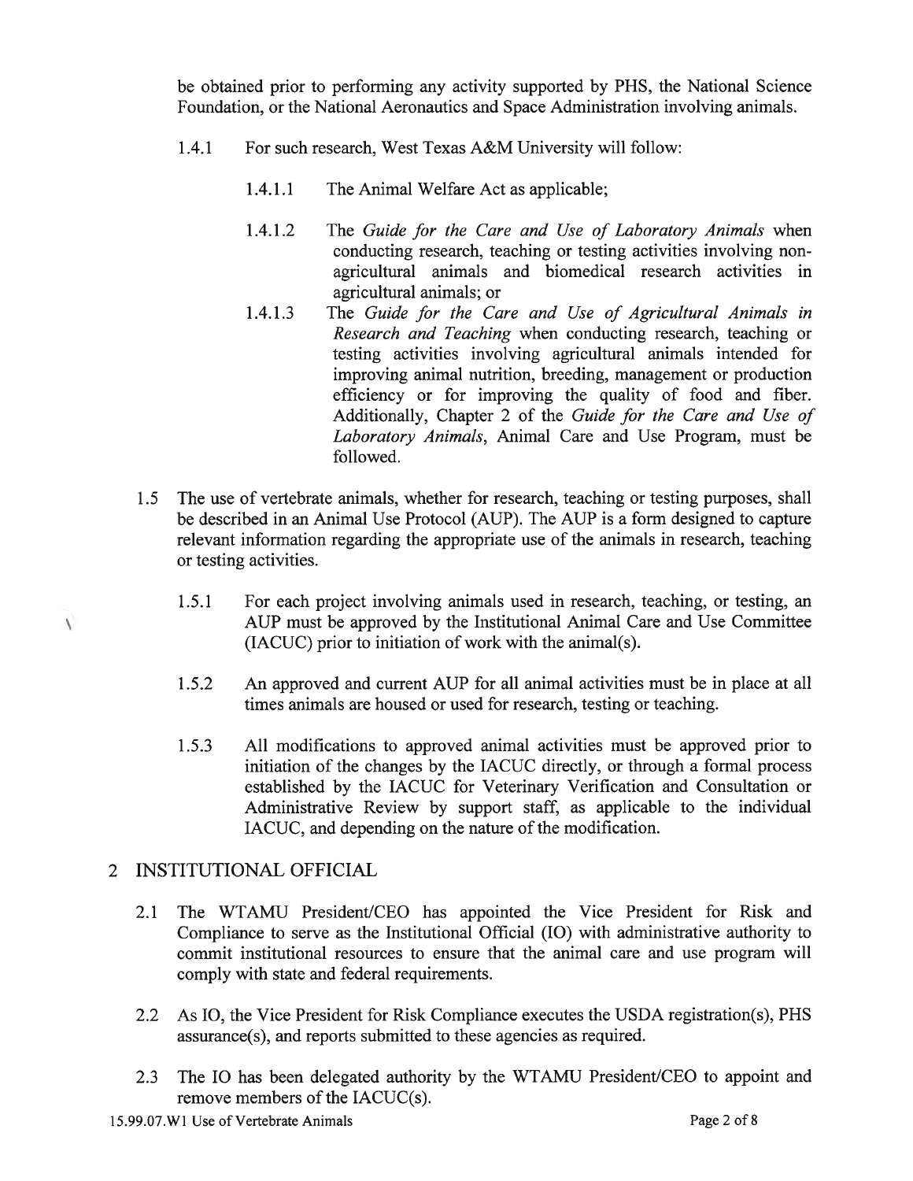be obtained prior to performing any activity supported by PHS, the National Science Foundation, or the National Aeronautics and Space Administration involving animals.

1.4.1 For such research, West Texas A&M University will follow:

1.4.1.1 The Animal Welfare Act as applicable;

1.4.1.2 The *Guide for the Care and Use of Laboratory Animals* when conducting research, teaching or testing activities involving non-agricultural animals and biomedical research activities in agricultural animals; or

1.4.1.3 The *Guide for the Care and Use of Agricultural Animals in Research and Teaching* when conducting research, teaching or testing activities involving agricultural animals intended for improving animal nutrition, breeding, management or production efficiency or for improving the quality of food and fiber. Additionally, Chapter 2 of the *Guide for the Care and Use of Laboratory Animals*, Animal Care and Use Program, must be followed.

1.5 The use of vertebrate animals, whether for research, teaching or testing purposes, shall be described in an Animal Use Protocol (AUP). The AUP is a form designed to capture relevant information regarding the appropriate use of the animals in research, teaching or testing activities.

1.5.1 For each project involving animals used in research, teaching, or testing, an AUP must be approved by the Institutional Animal Care and Use Committee (IACUC) prior to initiation of work with the animal(s).

1.5.2 An approved and current AUP for all animal activities must be in place at all times animals are housed or used for research, testing or teaching.

1.5.3 All modifications to approved animal activities must be approved prior to initiation of the changes by the IACUC directly, or through a formal process established by the IACUC for Veterinary Verification and Consultation or Administrative Review by support staff, as applicable to the individual IACUC, and depending on the nature of the modification.

## 2 INSTITUTIONAL OFFICIAL

2.1 The WTAMU President/CEO has appointed the Vice President for Risk and Compliance to serve as the Institutional Official (IO) with administrative authority to commit institutional resources to ensure that the animal care and use program will comply with state and federal requirements.

2.2 As IO, the Vice President for Risk Compliance executes the USDA registration(s), PHS assurance(s), and reports submitted to these agencies as required.

2.3 The IO has been delegated authority by the WTAMU President/CEO to appoint and remove members of the IACUC(s).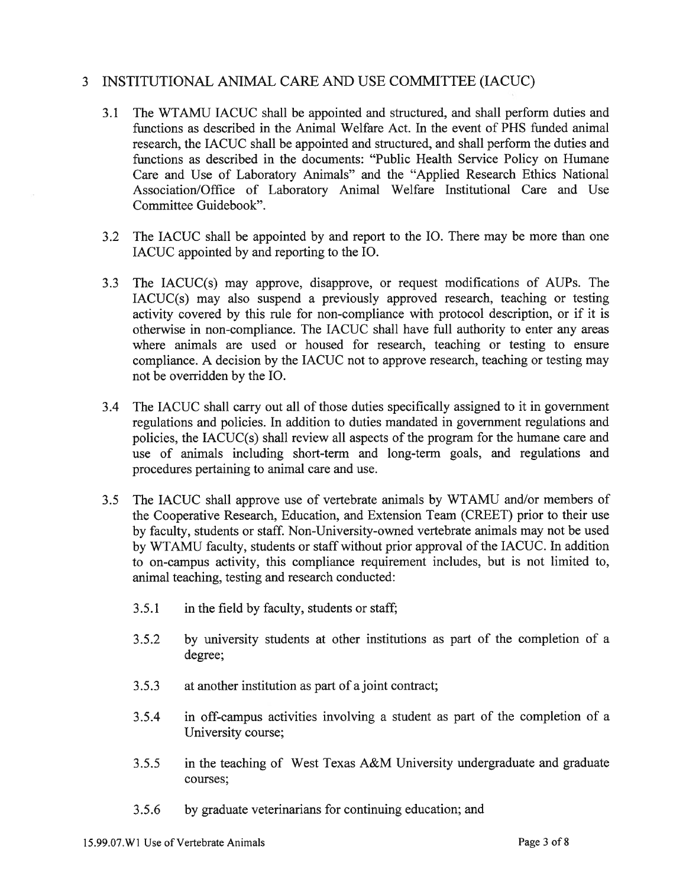## 3 INSTITUTIONAL ANIMAL CARE AND USE COMMITTEE (IACUC)

3.1 The WTAMU IACUC shall be appointed and structured, and shall perform duties and functions as described in the Animal Welfare Act. In the event of PHS funded animal research, the IACUC shall be appointed and structured, and shall perform the duties and functions as described in the documents: "Public Health Service Policy on Humane Care and Use of Laboratory Animals" and the "Applied Research Ethics National Association/Office of Laboratory Animal Welfare Institutional Care and Use Committee Guidebook".

3.2 The IACUC shall be appointed by and report to the IO. There may be more than one IACUC appointed by and reporting to the IO.

3.3 The IACUC(s) may approve, disapprove, or request modifications of AUPs. The IACUC(s) may also suspend a previously approved research, teaching or testing activity covered by this rule for non-compliance with protocol description, or if it is otherwise in non-compliance. The IACUC shall have full authority to enter any areas where animals are used or housed for research, teaching or testing to ensure compliance. A decision by the IACUC not to approve research, teaching or testing may not be overridden by the IO.

3.4 The IACUC shall carry out all of those duties specifically assigned to it in government regulations and policies. In addition to duties mandated in government regulations and policies, the IACUC(s) shall review all aspects of the program for the humane care and use of animals including short-term and long-term goals, and regulations and procedures pertaining to animal care and use.

3.5 The IACUC shall approve use of vertebrate animals by WTAMU and/or members of the Cooperative Research, Education, and Extension Team (CREET) prior to their use by faculty, students or staff. Non-University-owned vertebrate animals may not be used by WTAMU faculty, students or staff without prior approval of the IACUC. In addition to on-campus activity, this compliance requirement includes, but is not limited to, animal teaching, testing and research conducted:

3.5.1 in the field by faculty, students or staff;

3.5.2 by university students at other institutions as part of the completion of a degree;

3.5.3 at another institution as part of a joint contract;

3.5.4 in off-campus activities involving a student as part of the completion of a University course;

3.5.5 in the teaching of West Texas A&M University undergraduate and graduate courses;

3.5.6 by graduate veterinarians for continuing education; and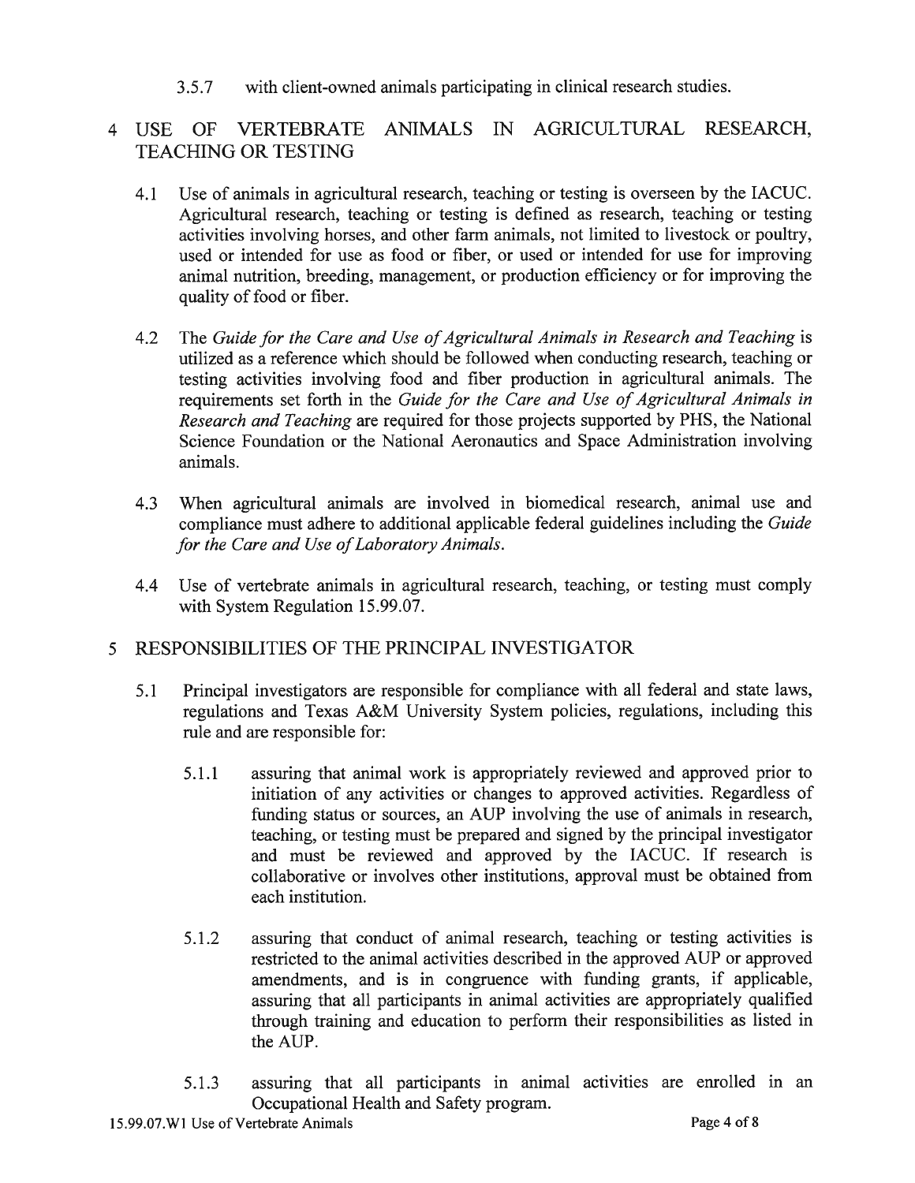3.5.7 with client-owned animals participating in clinical research studies.

## 4 USE OF VERTEBRATE ANIMALS IN AGRICULTURAL RESEARCH, TEACHING OR TESTING

4.1 Use of animals in agricultural research, teaching or testing is overseen by the IACUC. Agricultural research, teaching or testing is defined as research, teaching or testing activities involving horses, and other farm animals, not limited to livestock or poultry, used or intended for use as food or fiber, or used or intended for use for improving animal nutrition, breeding, management, or production efficiency or for improving the quality of food or fiber.

4.2 The *Guide for the Care and Use of Agricultural Animals in Research and Teaching* is utilized as a reference which should be followed when conducting research, teaching or testing activities involving food and fiber production in agricultural animals. The requirements set forth in the *Guide for the Care and Use of Agricultural Animals in Research and Teaching* are required for those projects supported by PHS, the National Science Foundation or the National Aeronautics and Space Administration involving animals.

4.3 When agricultural animals are involved in biomedical research, animal use and compliance must adhere to additional applicable federal guidelines including the *Guide for the Care and Use of Laboratory Animals*.

4.4 Use of vertebrate animals in agricultural research, teaching, or testing must comply with System Regulation 15.99.07.

## 5 RESPONSIBILITIES OF THE PRINCIPAL INVESTIGATOR

5.1 Principal investigators are responsible for compliance with all federal and state laws, regulations and Texas A&M University System policies, regulations, including this rule and are responsible for:

5.1.1 assuring that animal work is appropriately reviewed and approved prior to initiation of any activities or changes to approved activities. Regardless of funding status or sources, an AUP involving the use of animals in research, teaching, or testing must be prepared and signed by the principal investigator and must be reviewed and approved by the IACUC. If research is collaborative or involves other institutions, approval must be obtained from each institution.

5.1.2 assuring that conduct of animal research, teaching or testing activities is restricted to the animal activities described in the approved AUP or approved amendments, and is in congruence with funding grants, if applicable, assuring that all participants in animal activities are appropriately qualified through training and education to perform their responsibilities as listed in the AUP.

5.1.3 assuring that all participants in animal activities are enrolled in an Occupational Health and Safety program.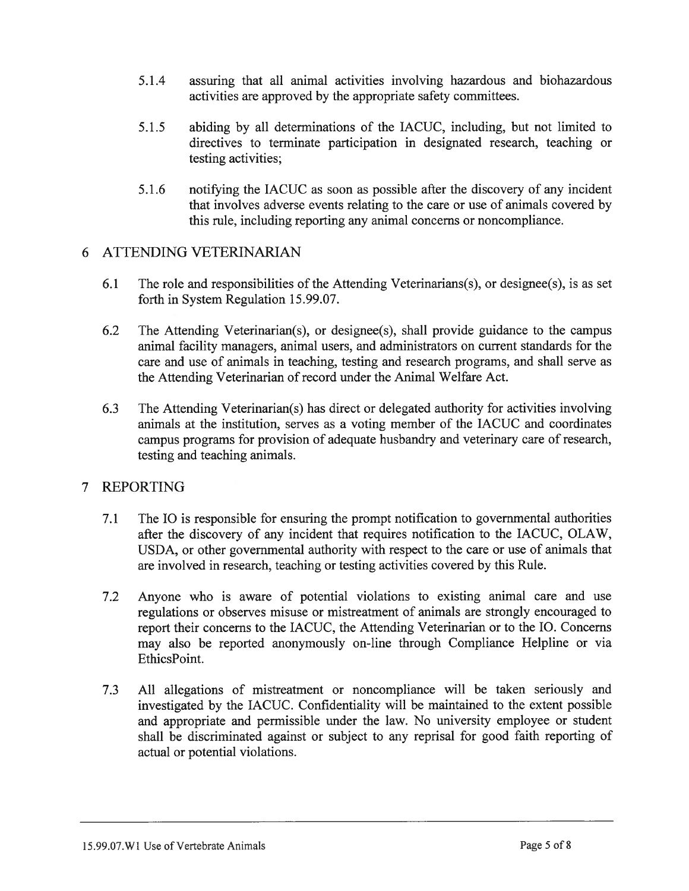5.1.4 assuring that all animal activities involving hazardous and biohazardous activities are approved by the appropriate safety committees.

5.1.5 abiding by all determinations of the IACUC, including, but not limited to directives to terminate participation in designated research, teaching or testing activities;

5.1.6 notifying the IACUC as soon as possible after the discovery of any incident that involves adverse events relating to the care or use of animals covered by this rule, including reporting any animal concerns or noncompliance.

## 6 ATTENDING VETERINARIAN

6.1 The role and responsibilities of the Attending Veterinarians(s), or designee(s), is as set forth in System Regulation 15.99.07.

6.2 The Attending Veterinarian(s), or designee(s), shall provide guidance to the campus animal facility managers, animal users, and administrators on current standards for the care and use of animals in teaching, testing and research programs, and shall serve as the Attending Veterinarian of record under the Animal Welfare Act.

6.3 The Attending Veterinarian(s) has direct or delegated authority for activities involving animals at the institution, serves as a voting member of the IACUC and coordinates campus programs for provision of adequate husbandry and veterinary care of research, testing and teaching animals.

## 7 REPORTING

7.1 The IO is responsible for ensuring the prompt notification to governmental authorities after the discovery of any incident that requires notification to the IACUC, OLAW, USDA, or other governmental authority with respect to the care or use of animals that are involved in research, teaching or testing activities covered by this Rule.

7.2 Anyone who is aware of potential violations to existing animal care and use regulations or observes misuse or mistreatment of animals are strongly encouraged to report their concerns to the IACUC, the Attending Veterinarian or to the IO. Concerns may also be reported anonymously on-line through Compliance Helpline or via EthicsPoint.

7.3 All allegations of mistreatment or noncompliance will be taken seriously and investigated by the IACUC. Confidentiality will be maintained to the extent possible and appropriate and permissible under the law. No university employee or student shall be discriminated against or subject to any reprisal for good faith reporting of actual or potential violations.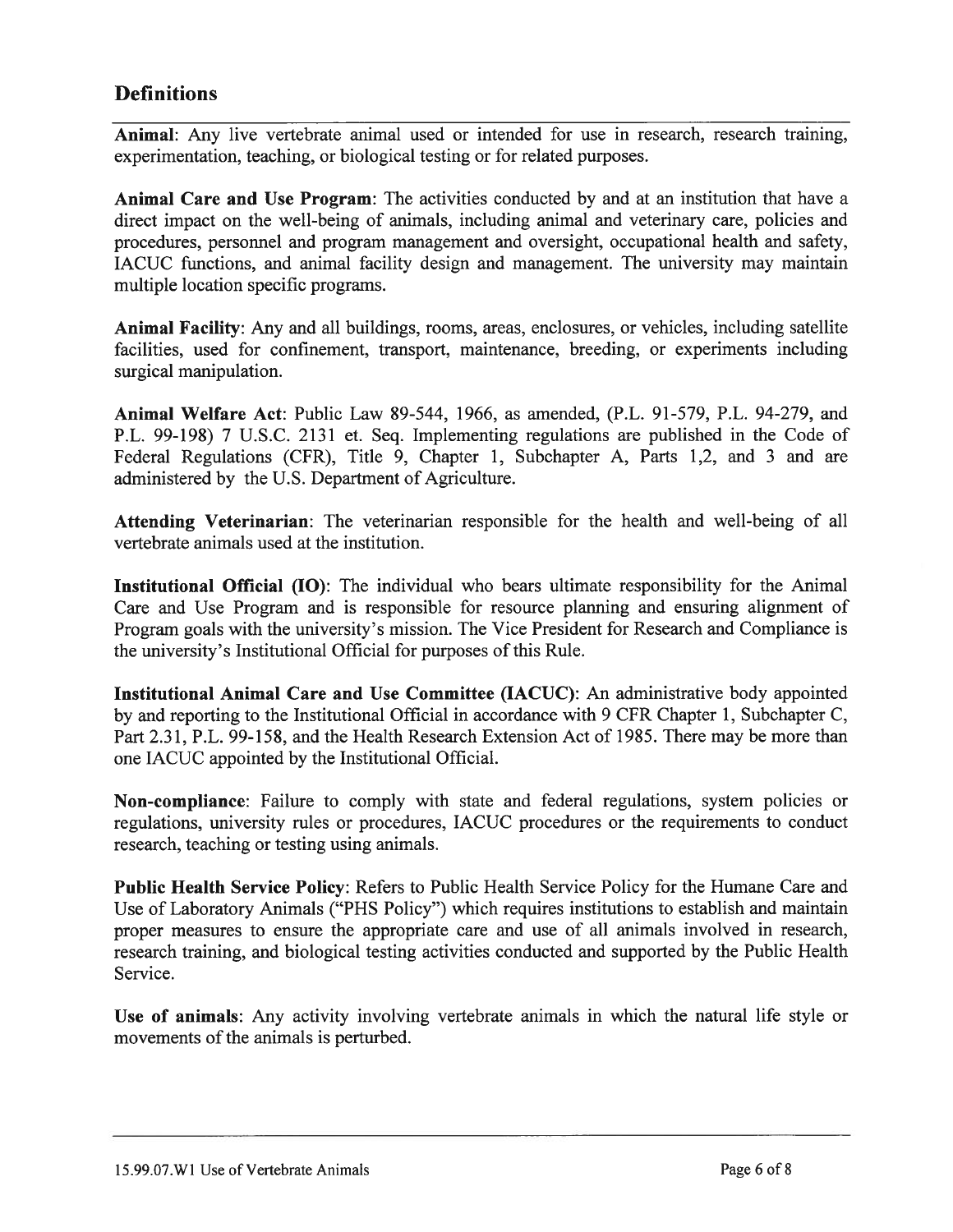## Definitions

**Animal**: Any live vertebrate animal used or intended for use in research, research training, experimentation, teaching, or biological testing or for related purposes.

**Animal Care and Use Program**: The activities conducted by and at an institution that have a direct impact on the well-being of animals, including animal and veterinary care, policies and procedures, personnel and program management and oversight, occupational health and safety, IACUC functions, and animal facility design and management. The university may maintain multiple location specific programs.

**Animal Facility**: Any and all buildings, rooms, areas, enclosures, or vehicles, including satellite facilities, used for confinement, transport, maintenance, breeding, or experiments including surgical manipulation.

**Animal Welfare Act**: Public Law 89-544, 1966, as amended, (P.L. 91-579, P.L. 94-279, and P.L. 99-198) 7 U.S.C. 2131 et. Seq. Implementing regulations are published in the Code of Federal Regulations (CFR), Title 9, Chapter 1, Subchapter A, Parts 1,2, and 3 and are administered by the U.S. Department of Agriculture.

**Attending Veterinarian**: The veterinarian responsible for the health and well-being of all vertebrate animals used at the institution.

**Institutional Official (IO)**: The individual who bears ultimate responsibility for the Animal Care and Use Program and is responsible for resource planning and ensuring alignment of Program goals with the university's mission. The Vice President for Research and Compliance is the university's Institutional Official for purposes of this Rule.

**Institutional Animal Care and Use Committee (IACUC)**: An administrative body appointed by and reporting to the Institutional Official in accordance with 9 CFR Chapter 1, Subchapter C, Part 2.31, P.L. 99-158, and the Health Research Extension Act of 1985. There may be more than one IACUC appointed by the Institutional Official.

**Non-compliance**: Failure to comply with state and federal regulations, system policies or regulations, university rules or procedures, IACUC procedures or the requirements to conduct research, teaching or testing using animals.

**Public Health Service Policy**: Refers to Public Health Service Policy for the Humane Care and Use of Laboratory Animals ("PHS Policy") which requires institutions to establish and maintain proper measures to ensure the appropriate care and use of all animals involved in research, research training, and biological testing activities conducted and supported by the Public Health Service.

**Use of animals**: Any activity involving vertebrate animals in which the natural life style or movements of the animals is perturbed.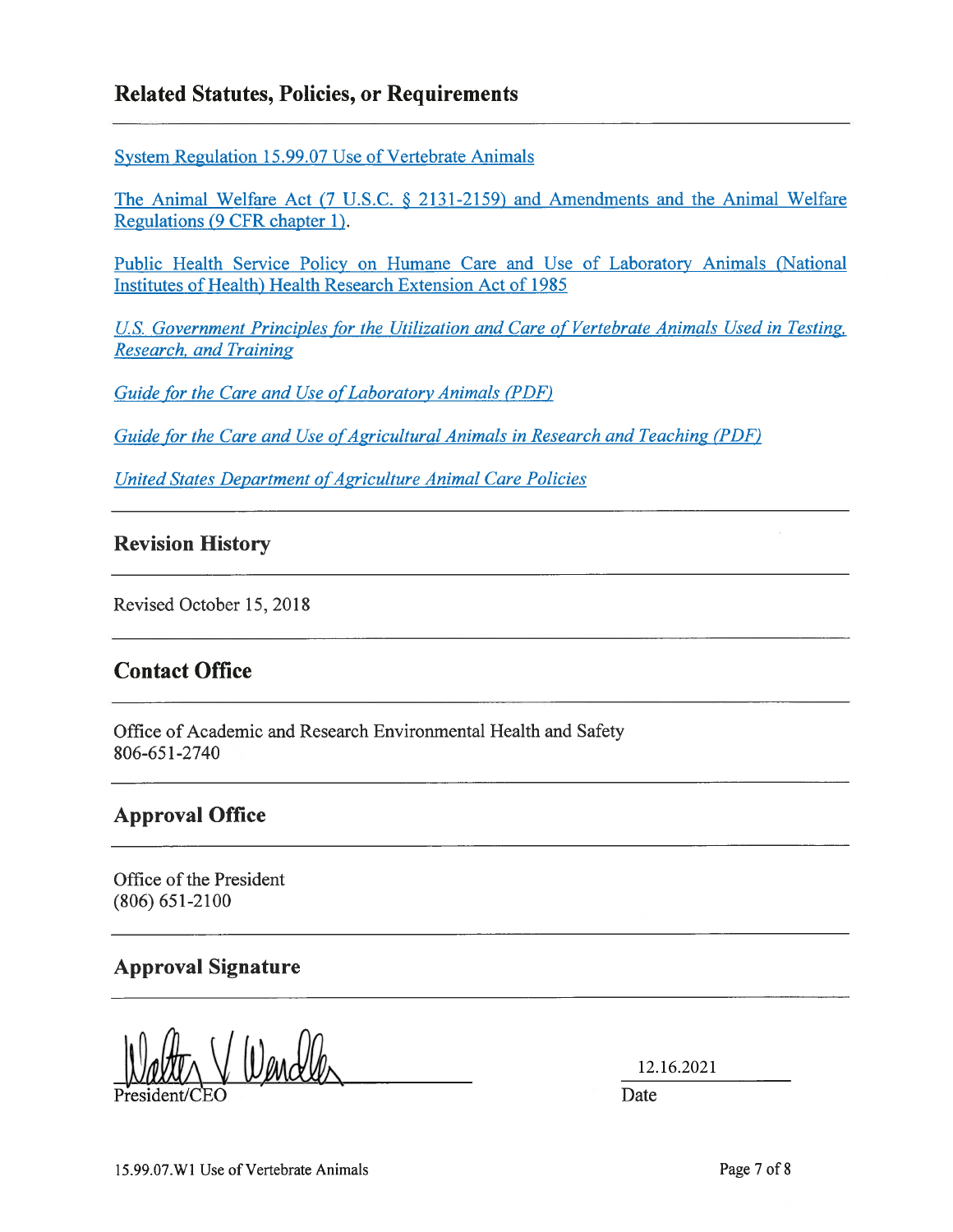## Related Statutes, Policies, or Requirements

System Regulation 15.99.07 Use of Vertebrate Animals

The Animal Welfare Act (7 U.S.C. § 2131-2159) and Amendments and the Animal Welfare Regulations (9 CFR chapter 1).

Public Health Service Policy on Humane Care and Use of Laboratory Animals (National Institutes of Health) Health Research Extension Act of 1985

*U.S. Government Principles for the Utilization and Care of Vertebrate Animals Used in Testing, Research, and Training*

*Guide for the Care and Use of Laboratory Animals (PDF)*

*Guide for the Care and Use of Agricultural Animals in Research and Teaching (PDF)*

*United States Department of Agriculture Animal Care Policies*

## Revision History

Revised October 15, 2018

## Contact Office

Office of Academic and Research Environmental Health and Safety
806-651-2740

## Approval Office

Office of the President
(806) 651-2100

## Approval Signature

Walter V Wendler
President/CEO

12.16.2021
Date

15.99.07.W1 Use of Vertebrate Animals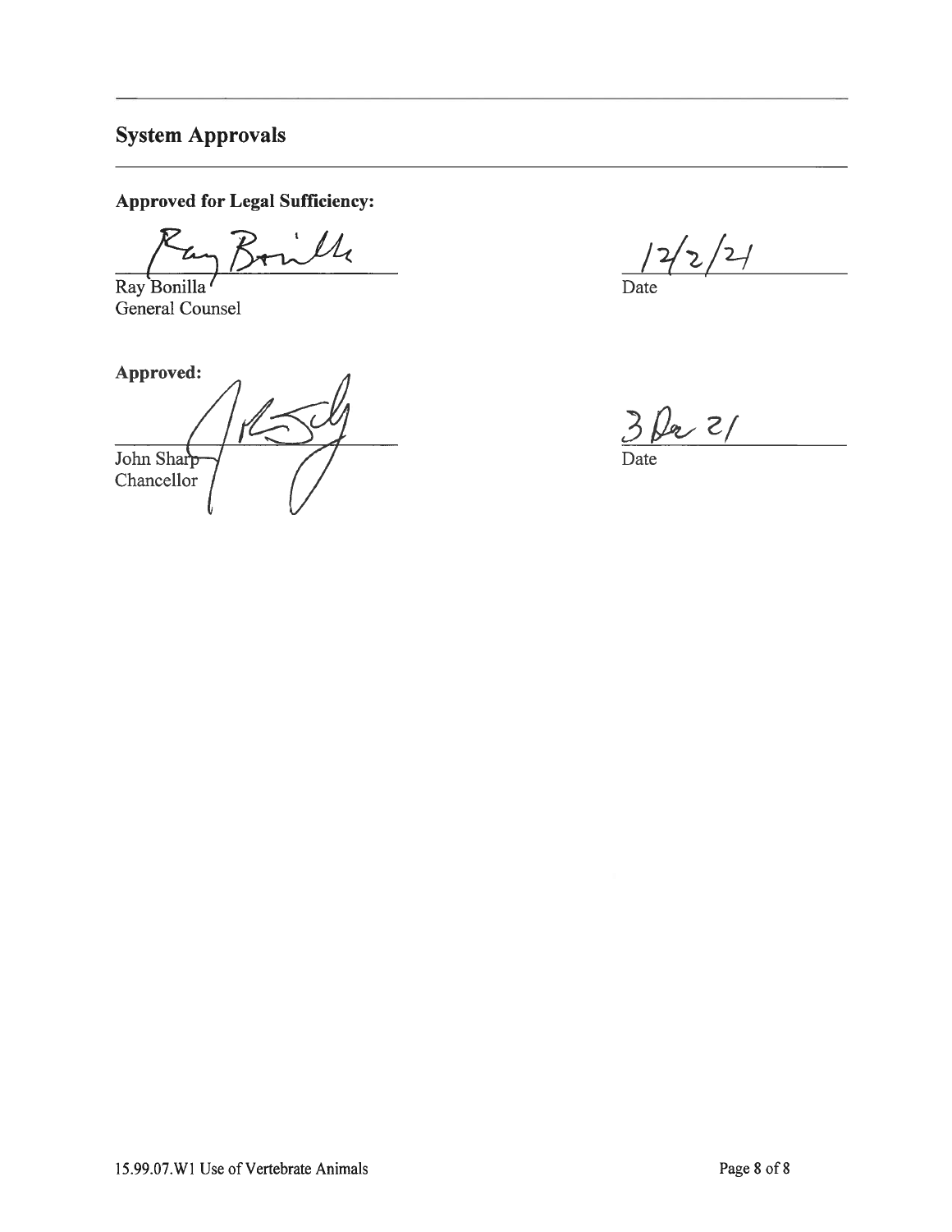## System Approvals

**Approved for Legal Sufficiency:**

Ray Bonilla
General Counsel

12/2/21
Date

**Approved:**

John Sharp
Chancellor

3 Dec 21
Date